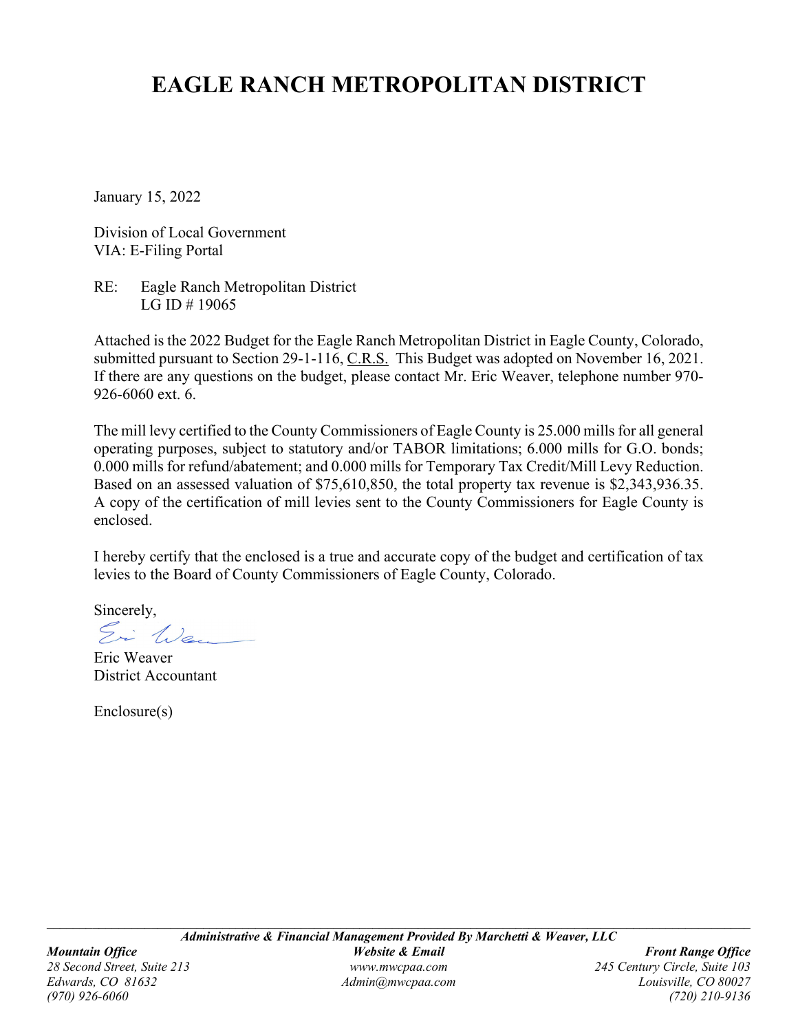# EAGLE RANCH METROPOLITAN DISTRICT

January 15, 2022

Division of Local Government
VIA: E-Filing Portal

RE: Eagle Ranch Metropolitan District
LG ID # 19065

Attached is the 2022 Budget for the Eagle Ranch Metropolitan District in Eagle County, Colorado, submitted pursuant to Section 29-1-116, C.R.S. This Budget was adopted on November 16, 2021. If there are any questions on the budget, please contact Mr. Eric Weaver, telephone number 970-926-6060 ext. 6.

The mill levy certified to the County Commissioners of Eagle County is 25.000 mills for all general operating purposes, subject to statutory and/or TABOR limitations; 6.000 mills for G.O. bonds; 0.000 mills for refund/abatement; and 0.000 mills for Temporary Tax Credit/Mill Levy Reduction. Based on an assessed valuation of $75,610,850, the total property tax revenue is $2,343,936.35. A copy of the certification of mill levies sent to the County Commissioners for Eagle County is enclosed.

I hereby certify that the enclosed is a true and accurate copy of the budget and certification of tax levies to the Board of County Commissioners of Eagle County, Colorado.

Sincerely,

Eric Weaver
District Accountant

Enclosure(s)

***Administrative & Financial Management Provided By Marchetti & Weaver, LLC***

***Mountain Office***
*28 Second Street, Suite 213*
*Edwards, CO 81632*
*(970) 926-6060*

***Website & Email***
*www.mwcpaa.com*
*Admin@mwcpaa.com*

***Front Range Office***
*245 Century Circle, Suite 103*
*Louisville, CO 80027*
*(720) 210-9136*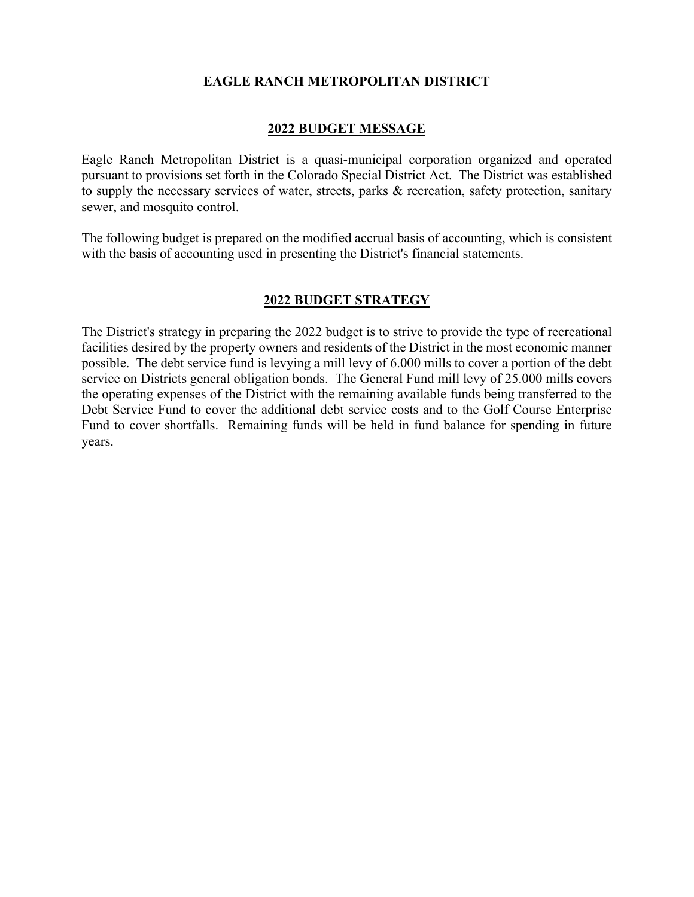# EAGLE RANCH METROPOLITAN DISTRICT

## 2022 BUDGET MESSAGE

Eagle Ranch Metropolitan District is a quasi-municipal corporation organized and operated pursuant to provisions set forth in the Colorado Special District Act. The District was established to supply the necessary services of water, streets, parks & recreation, safety protection, sanitary sewer, and mosquito control.

The following budget is prepared on the modified accrual basis of accounting, which is consistent with the basis of accounting used in presenting the District's financial statements.

## 2022 BUDGET STRATEGY

The District's strategy in preparing the 2022 budget is to strive to provide the type of recreational facilities desired by the property owners and residents of the District in the most economic manner possible. The debt service fund is levying a mill levy of 6.000 mills to cover a portion of the debt service on Districts general obligation bonds. The General Fund mill levy of 25.000 mills covers the operating expenses of the District with the remaining available funds being transferred to the Debt Service Fund to cover the additional debt service costs and to the Golf Course Enterprise Fund to cover shortfalls. Remaining funds will be held in fund balance for spending in future years.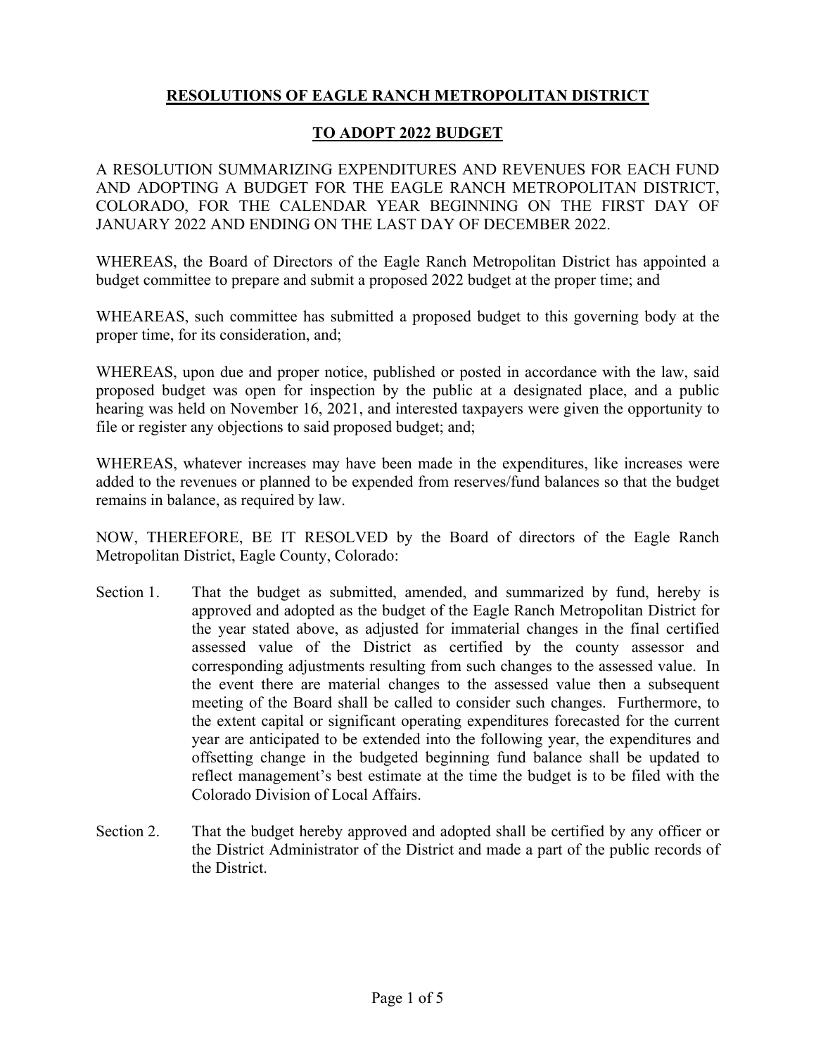# RESOLUTIONS OF EAGLE RANCH METROPOLITAN DISTRICT

## TO ADOPT 2022 BUDGET

A RESOLUTION SUMMARIZING EXPENDITURES AND REVENUES FOR EACH FUND AND ADOPTING A BUDGET FOR THE EAGLE RANCH METROPOLITAN DISTRICT, COLORADO, FOR THE CALENDAR YEAR BEGINNING ON THE FIRST DAY OF JANUARY 2022 AND ENDING ON THE LAST DAY OF DECEMBER 2022.

WHEREAS, the Board of Directors of the Eagle Ranch Metropolitan District has appointed a budget committee to prepare and submit a proposed 2022 budget at the proper time; and

WHEAREAS, such committee has submitted a proposed budget to this governing body at the proper time, for its consideration, and;

WHEREAS, upon due and proper notice, published or posted in accordance with the law, said proposed budget was open for inspection by the public at a designated place, and a public hearing was held on November 16, 2021, and interested taxpayers were given the opportunity to file or register any objections to said proposed budget; and;

WHEREAS, whatever increases may have been made in the expenditures, like increases were added to the revenues or planned to be expended from reserves/fund balances so that the budget remains in balance, as required by law.

NOW, THEREFORE, BE IT RESOLVED by the Board of directors of the Eagle Ranch Metropolitan District, Eagle County, Colorado:

Section 1. That the budget as submitted, amended, and summarized by fund, hereby is approved and adopted as the budget of the Eagle Ranch Metropolitan District for the year stated above, as adjusted for immaterial changes in the final certified assessed value of the District as certified by the county assessor and corresponding adjustments resulting from such changes to the assessed value. In the event there are material changes to the assessed value then a subsequent meeting of the Board shall be called to consider such changes. Furthermore, to the extent capital or significant operating expenditures forecasted for the current year are anticipated to be extended into the following year, the expenditures and offsetting change in the budgeted beginning fund balance shall be updated to reflect management's best estimate at the time the budget is to be filed with the Colorado Division of Local Affairs.

Section 2. That the budget hereby approved and adopted shall be certified by any officer or the District Administrator of the District and made a part of the public records of the District.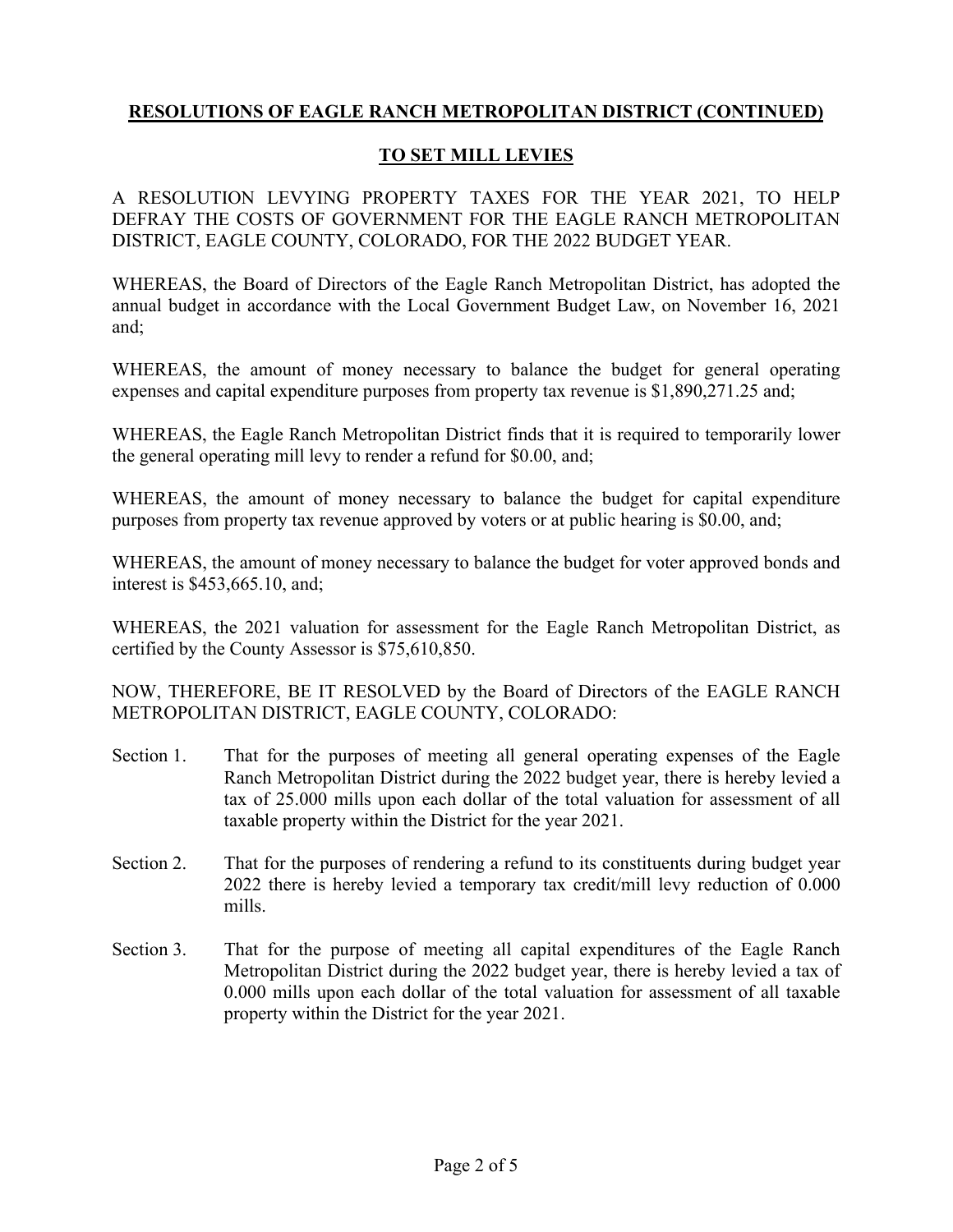## RESOLUTIONS OF EAGLE RANCH METROPOLITAN DISTRICT (CONTINUED)

## TO SET MILL LEVIES

A RESOLUTION LEVYING PROPERTY TAXES FOR THE YEAR 2021, TO HELP DEFRAY THE COSTS OF GOVERNMENT FOR THE EAGLE RANCH METROPOLITAN DISTRICT, EAGLE COUNTY, COLORADO, FOR THE 2022 BUDGET YEAR.

WHEREAS, the Board of Directors of the Eagle Ranch Metropolitan District, has adopted the annual budget in accordance with the Local Government Budget Law, on November 16, 2021 and;

WHEREAS, the amount of money necessary to balance the budget for general operating expenses and capital expenditure purposes from property tax revenue is $1,890,271.25 and;

WHEREAS, the Eagle Ranch Metropolitan District finds that it is required to temporarily lower the general operating mill levy to render a refund for $0.00, and;

WHEREAS, the amount of money necessary to balance the budget for capital expenditure purposes from property tax revenue approved by voters or at public hearing is $0.00, and;

WHEREAS, the amount of money necessary to balance the budget for voter approved bonds and interest is $453,665.10, and;

WHEREAS, the 2021 valuation for assessment for the Eagle Ranch Metropolitan District, as certified by the County Assessor is $75,610,850.

NOW, THEREFORE, BE IT RESOLVED by the Board of Directors of the EAGLE RANCH METROPOLITAN DISTRICT, EAGLE COUNTY, COLORADO:

Section 1. That for the purposes of meeting all general operating expenses of the Eagle Ranch Metropolitan District during the 2022 budget year, there is hereby levied a tax of 25.000 mills upon each dollar of the total valuation for assessment of all taxable property within the District for the year 2021.

Section 2. That for the purposes of rendering a refund to its constituents during budget year 2022 there is hereby levied a temporary tax credit/mill levy reduction of 0.000 mills.

Section 3. That for the purpose of meeting all capital expenditures of the Eagle Ranch Metropolitan District during the 2022 budget year, there is hereby levied a tax of 0.000 mills upon each dollar of the total valuation for assessment of all taxable property within the District for the year 2021.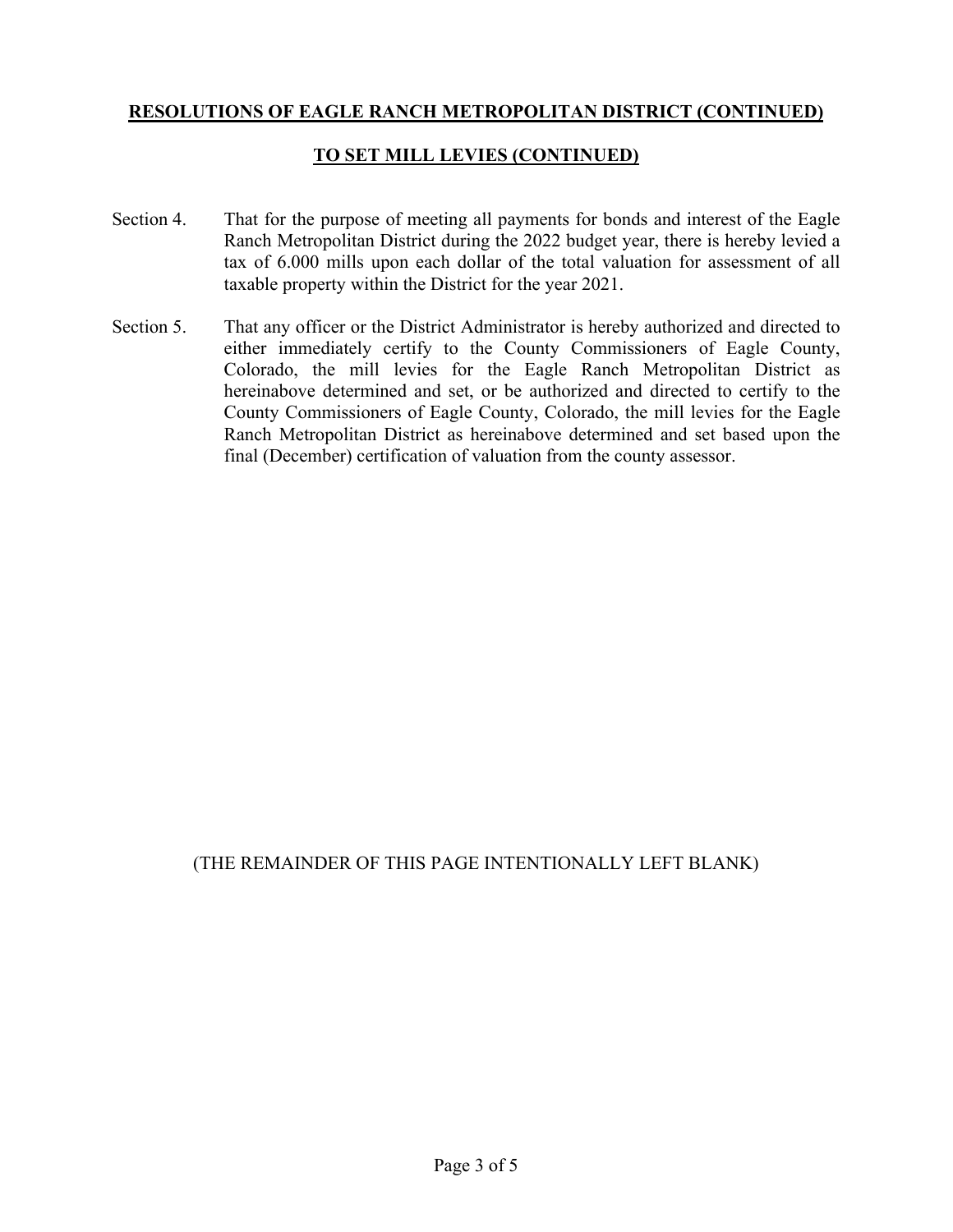**RESOLUTIONS OF EAGLE RANCH METROPOLITAN DISTRICT (CONTINUED)**

**TO SET MILL LEVIES (CONTINUED)**

Section 4. That for the purpose of meeting all payments for bonds and interest of the Eagle Ranch Metropolitan District during the 2022 budget year, there is hereby levied a tax of 6.000 mills upon each dollar of the total valuation for assessment of all taxable property within the District for the year 2021.

Section 5. That any officer or the District Administrator is hereby authorized and directed to either immediately certify to the County Commissioners of Eagle County, Colorado, the mill levies for the Eagle Ranch Metropolitan District as hereinabove determined and set, or be authorized and directed to certify to the County Commissioners of Eagle County, Colorado, the mill levies for the Eagle Ranch Metropolitan District as hereinabove determined and set based upon the final (December) certification of valuation from the county assessor.

(THE REMAINDER OF THIS PAGE INTENTIONALLY LEFT BLANK)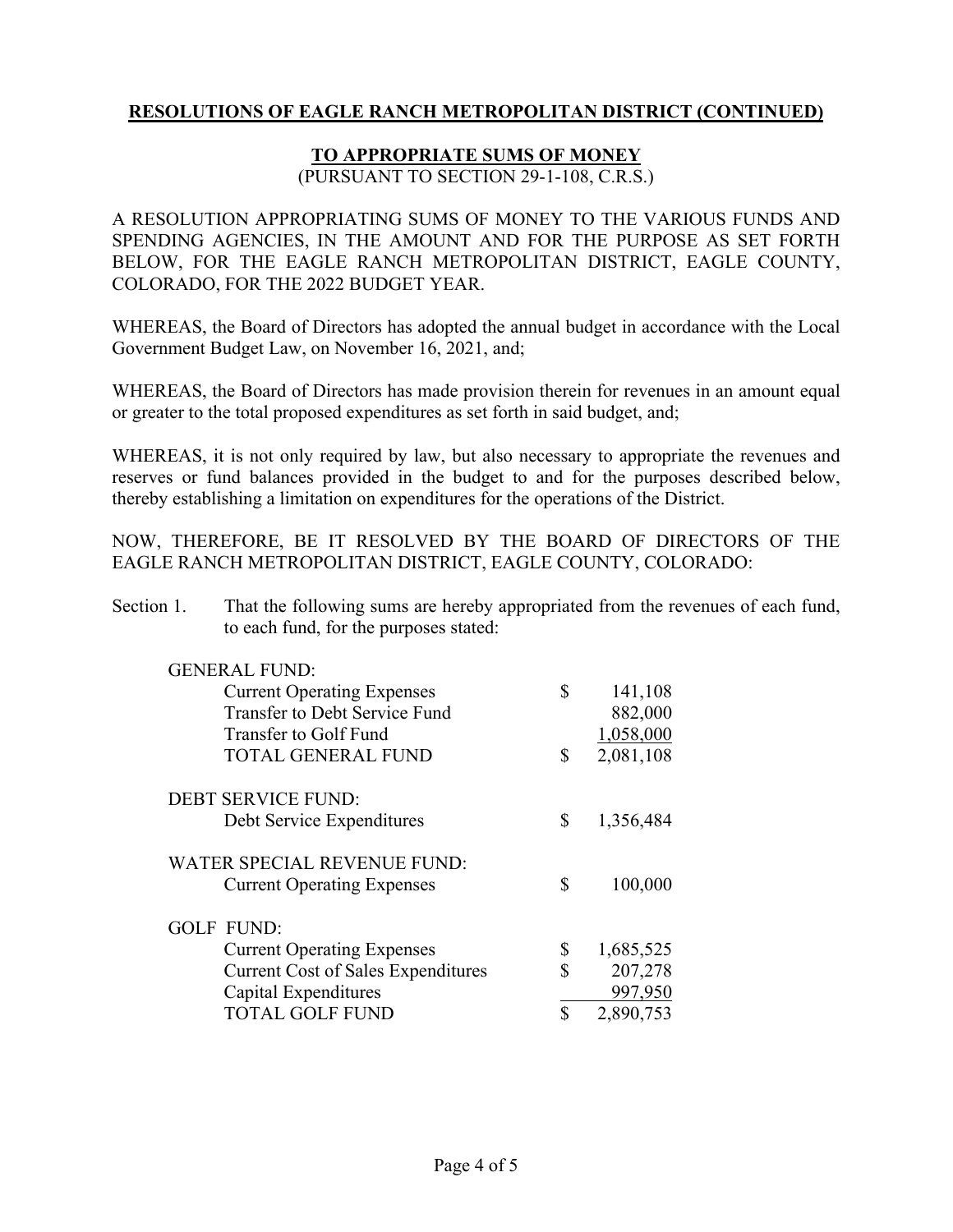**RESOLUTIONS OF EAGLE RANCH METROPOLITAN DISTRICT (CONTINUED)**

**TO APPROPRIATE SUMS OF MONEY**
(PURSUANT TO SECTION 29-1-108, C.R.S.)

A RESOLUTION APPROPRIATING SUMS OF MONEY TO THE VARIOUS FUNDS AND SPENDING AGENCIES, IN THE AMOUNT AND FOR THE PURPOSE AS SET FORTH BELOW, FOR THE EAGLE RANCH METROPOLITAN DISTRICT, EAGLE COUNTY, COLORADO, FOR THE 2022 BUDGET YEAR.

WHEREAS, the Board of Directors has adopted the annual budget in accordance with the Local Government Budget Law, on November 16, 2021, and;

WHEREAS, the Board of Directors has made provision therein for revenues in an amount equal or greater to the total proposed expenditures as set forth in said budget, and;

WHEREAS, it is not only required by law, but also necessary to appropriate the revenues and reserves or fund balances provided in the budget to and for the purposes described below, thereby establishing a limitation on expenditures for the operations of the District.

NOW, THEREFORE, BE IT RESOLVED BY THE BOARD OF DIRECTORS OF THE EAGLE RANCH METROPOLITAN DISTRICT, EAGLE COUNTY, COLORADO:

Section 1. That the following sums are hereby appropriated from the revenues of each fund, to each fund, for the purposes stated:

| | | |
|---|---|---|
| GENERAL FUND: | | |
| Current Operating Expenses | $ | 141,108 |
| Transfer to Debt Service Fund | | 882,000 |
| Transfer to Golf Fund | | 1,058,000 |
| TOTAL GENERAL FUND | $ | 2,081,108 |
| | | |
| DEBT SERVICE FUND: | | |
| Debt Service Expenditures | $ | 1,356,484 |
| | | |
| WATER SPECIAL REVENUE FUND: | | |
| Current Operating Expenses | $ | 100,000 |
| | | |
| GOLF FUND: | | |
| Current Operating Expenses | $ | 1,685,525 |
| Current Cost of Sales Expenditures | $ | 207,278 |
| Capital Expenditures | | 997,950 |
| TOTAL GOLF FUND | $ | 2,890,753 |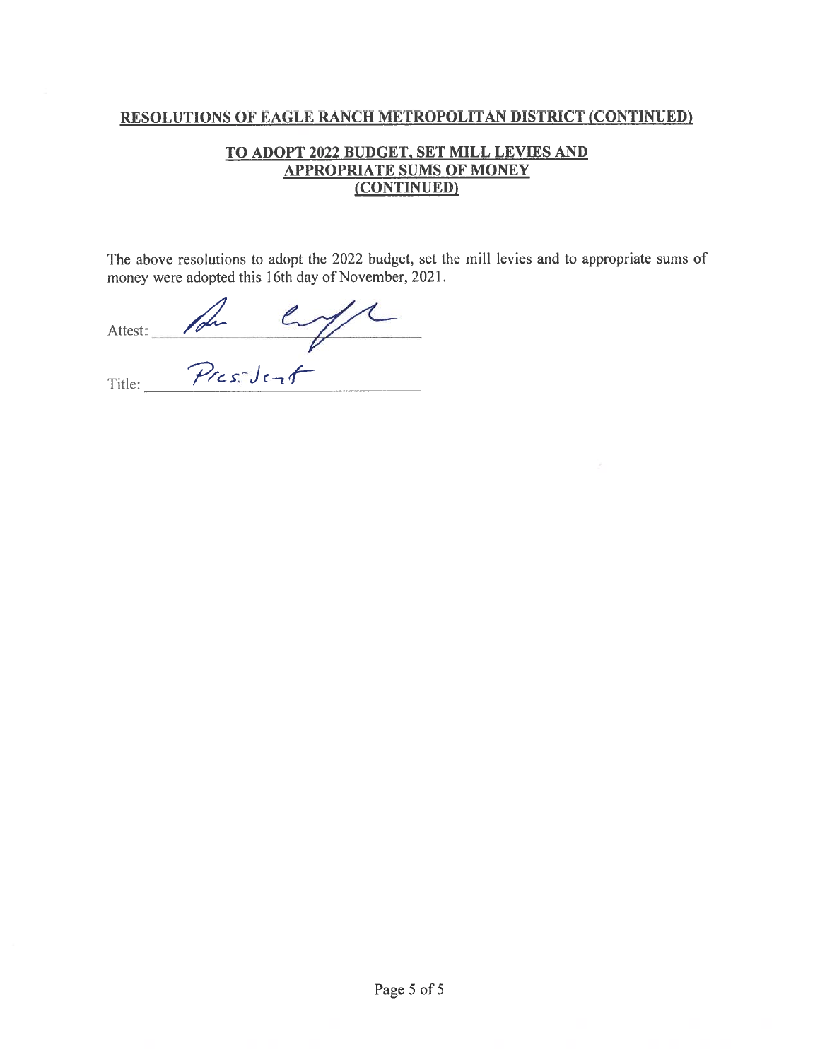## RESOLUTIONS OF EAGLE RANCH METROPOLITAN DISTRICT (CONTINUED)

### TO ADOPT 2022 BUDGET, SET MILL LEVIES AND APPROPRIATE SUMS OF MONEY (CONTINUED)

The above resolutions to adopt the 2022 budget, set the mill levies and to appropriate sums of money were adopted this 16th day of November, 2021.

Attest: ______________________________

Title: President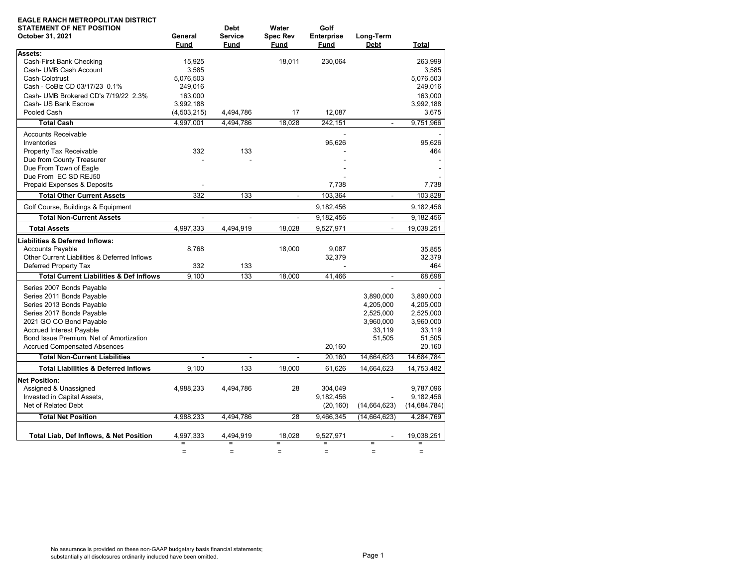**EAGLE RANCH METROPOLITAN DISTRICT**
**STATEMENT OF NET POSITION**
**October 31, 2021**

| | General Fund | Debt Service Fund | Water Spec Rev Fund | Golf Enterprise Fund | Long-Term Debt | Total |
|---|---|---|---|---|---|---|
| **Assets:** | | | | | | |
| Cash-First Bank Checking | 15,925 | | 18,011 | 230,064 | | 263,999 |
| Cash- UMB Cash Account | 3,585 | | | | | 3,585 |
| Cash-Colotrust | 5,076,503 | | | | | 5,076,503 |
| Cash - CoBiz CD 03/17/23 0.1% | 249,016 | | | | | 249,016 |
| Cash- UMB Brokered CD's 7/19/22 2.3% | 163,000 | | | | | 163,000 |
| Cash- US Bank Escrow | 3,992,188 | | | | | 3,992,188 |
| Pooled Cash | (4,503,215) | 4,494,786 | 17 | 12,087 | | 3,675 |
| **Total Cash** | 4,997,001 | 4,494,786 | 18,028 | 242,151 | - | 9,751,966 |
| Accounts Receivable | | | | - | | - |
| Inventories | | | | 95,626 | | 95,626 |
| Property Tax Receivable | 332 | 133 | | - | | 464 |
| Due from County Treasurer | - | - | | - | | - |
| Due From Town of Eagle | | | | - | | - |
| Due From EC SD REJ50 | | | | - | | - |
| Prepaid Expenses & Deposits | - | | | 7,738 | | 7,738 |
| **Total Other Current Assets** | 332 | 133 | - | 103,364 | - | 103,828 |
| Golf Course, Buildings & Equipment | | | | 9,182,456 | | 9,182,456 |
| **Total Non-Current Assets** | - | - | - | 9,182,456 | - | 9,182,456 |
| **Total Assets** | 4,997,333 | 4,494,919 | 18,028 | 9,527,971 | - | 19,038,251 |
| **Liabilities & Deferred Inflows:** | | | | | | |
| Accounts Payable | 8,768 | | 18,000 | 9,087 | | 35,855 |
| Other Current Liabilities & Deferred Inflows | | | | 32,379 | | 32,379 |
| Deferred Property Tax | 332 | 133 | | - | | 464 |
| **Total Current Liabilities & Def Inflows** | 9,100 | 133 | 18,000 | 41,466 | - | 68,698 |
| Series 2007 Bonds Payable | | | | | - | - |
| Series 2011 Bonds Payable | | | | | 3,890,000 | 3,890,000 |
| Series 2013 Bonds Payable | | | | | 4,205,000 | 4,205,000 |
| Series 2017 Bonds Payable | | | | | 2,525,000 | 2,525,000 |
| 2021 GO CO Bond Payable | | | | | 3,960,000 | 3,960,000 |
| Accrued Interest Payable | | | | | 33,119 | 33,119 |
| Bond Issue Premium, Net of Amortization | | | | | 51,505 | 51,505 |
| Accrued Compensated Absences | | | | 20,160 | | 20,160 |
| **Total Non-Current Liabilities** | - | - | - | 20,160 | 14,664,623 | 14,684,784 |
| **Total Liabilities & Deferred Inflows** | 9,100 | 133 | 18,000 | 61,626 | 14,664,623 | 14,753,482 |
| **Net Position:** | | | | | | |
| Assigned & Unassigned | 4,988,233 | 4,494,786 | 28 | 304,049 | - | 9,787,096 |
| Invested in Capital Assets, | | | | 9,182,456 | | 9,182,456 |
| Net of Related Debt | | | | (20,160) | (14,664,623) | (14,684,784) |
| **Total Net Position** | 4,988,233 | 4,494,786 | 28 | 9,466,345 | (14,664,623) | 4,284,769 |
| **Total Liab, Def Inflows, & Net Position** | 4,997,333 | 4,494,919 | 18,028 | 9,527,971 | - | 19,038,251 |
| | = | = | = | = | = | = |
| | = | = | = | = | = | = |

No assurance is provided on these non-GAAP budgetary basis financial statements; substantially all disclosures ordinarily included have been omitted.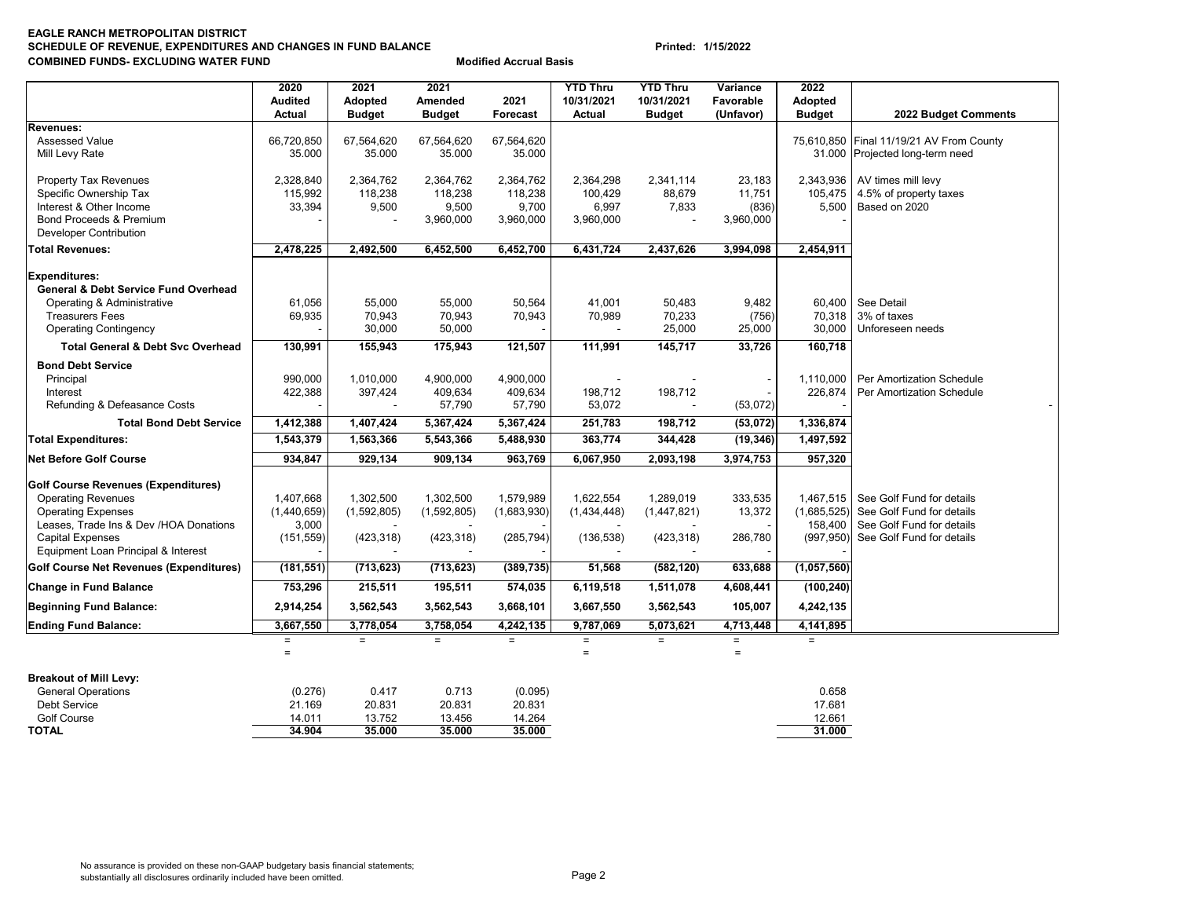**EAGLE RANCH METROPOLITAN DISTRICT**
**SCHEDULE OF REVENUE, EXPENDITURES AND CHANGES IN FUND BALANCE** **Printed: 1/15/2022**
**COMBINED FUNDS- EXCLUDING WATER FUND** **Modified Accrual Basis**

| | 2020 Audited Actual | 2021 Adopted Budget | 2021 Amended Budget | 2021 Forecast | YTD Thru 10/31/2021 Actual | YTD Thru 10/31/2021 Budget | Variance Favorable (Unfavor) | 2022 Adopted Budget | 2022 Budget Comments |
|---|---|---|---|---|---|---|---|---|---|
| **Revenues:** | | | | | | | | | |
| Assessed Value | 66,720,850 | 67,564,620 | 67,564,620 | 67,564,620 | | | | 75,610,850 | Final 11/19/21 AV From County |
| Mill Levy Rate | 35.000 | 35.000 | 35.000 | 35.000 | | | | 31.000 | Projected long-term need |
| Property Tax Revenues | 2,328,840 | 2,364,762 | 2,364,762 | 2,364,762 | 2,364,298 | 2,341,114 | 23,183 | 2,343,936 | AV times mill levy |
| Specific Ownership Tax | 115,992 | 118,238 | 118,238 | 118,238 | 100,429 | 88,679 | 11,751 | 105,475 | 4.5% of property taxes |
| Interest & Other Income | 33,394 | 9,500 | 9,500 | 9,700 | 6,997 | 7,833 | (836) | 5,500 | Based on 2020 |
| Bond Proceeds & Premium | - | - | 3,960,000 | 3,960,000 | 3,960,000 | - | 3,960,000 | - | |
| Developer Contribution | | | | | | | | | |
| **Total Revenues:** | **2,478,225** | **2,492,500** | **6,452,500** | **6,452,700** | **6,431,724** | **2,437,626** | **3,994,098** | **2,454,911** | |
| **Expenditures:** | | | | | | | | | |
| **General & Debt Service Fund Overhead** | | | | | | | | | |
| Operating & Administrative | 61,056 | 55,000 | 55,000 | 50,564 | 41,001 | 50,483 | 9,482 | 60,400 | See Detail |
| Treasurers Fees | 69,935 | 70,943 | 70,943 | 70,943 | 70,989 | 70,233 | (756) | 70,318 | 3% of taxes |
| Operating Contingency | - | 30,000 | 50,000 | - | - | 25,000 | 25,000 | 30,000 | Unforeseen needs |
| **Total General & Debt Svc Overhead** | **130,991** | **155,943** | **175,943** | **121,507** | **111,991** | **145,717** | **33,726** | **160,718** | |
| **Bond Debt Service** | | | | | | | | | |
| Principal | 990,000 | 1,010,000 | 4,900,000 | 4,900,000 | - | - | - | 1,110,000 | Per Amortization Schedule |
| Interest | 422,388 | 397,424 | 409,634 | 409,634 | 198,712 | 198,712 | - | 226,874 | Per Amortization Schedule |
| Refunding & Defeasance Costs | - | - | 57,790 | 57,790 | 53,072 | - | (53,072) | - | - |
| **Total Bond Debt Service** | **1,412,388** | **1,407,424** | **5,367,424** | **5,367,424** | **251,783** | **198,712** | **(53,072)** | **1,336,874** | |
| **Total Expenditures:** | **1,543,379** | **1,563,366** | **5,543,366** | **5,488,930** | **363,774** | **344,428** | **(19,346)** | **1,497,592** | |
| **Net Before Golf Course** | **934,847** | **929,134** | **909,134** | **963,769** | **6,067,950** | **2,093,198** | **3,974,753** | **957,320** | |
| **Golf Course Revenues (Expenditures)** | | | | | | | | | |
| Operating Revenues | 1,407,668 | 1,302,500 | 1,302,500 | 1,579,989 | 1,622,554 | 1,289,019 | 333,535 | 1,467,515 | See Golf Fund for details |
| Operating Expenses | (1,440,659) | (1,592,805) | (1,592,805) | (1,683,930) | (1,434,448) | (1,447,821) | 13,372 | (1,685,525) | See Golf Fund for details |
| Leases, Trade Ins & Dev /HOA Donations | 3,000 | - | - | - | - | - | - | 158,400 | See Golf Fund for details |
| Capital Expenses | (151,559) | (423,318) | (423,318) | (285,794) | (136,538) | (423,318) | 286,780 | (997,950) | See Golf Fund for details |
| Equipment Loan Principal & Interest | - | - | - | - | - | - | - | - | |
| **Golf Course Net Revenues (Expenditures)** | **(181,551)** | **(713,623)** | **(713,623)** | **(389,735)** | **51,568** | **(582,120)** | **633,688** | **(1,057,560)** | |
| **Change in Fund Balance** | **753,296** | **215,511** | **195,511** | **574,035** | **6,119,518** | **1,511,078** | **4,608,441** | **(100,240)** | |
| **Beginning Fund Balance:** | **2,914,254** | **3,562,543** | **3,562,543** | **3,668,101** | **3,667,550** | **3,562,543** | **105,007** | **4,242,135** | |
| **Ending Fund Balance:** | **3,667,550** | **3,778,054** | **3,758,054** | **4,242,135** | **9,787,069** | **5,073,621** | **4,713,448** | **4,141,895** | |

**Breakout of Mill Levy:**

| | 2020 Audited Actual | 2021 Adopted Budget | 2021 Amended Budget | 2021 Forecast | 2022 Adopted Budget |
|---|---|---|---|---|---|
| General Operations | (0.276) | 0.417 | 0.713 | (0.095) | 0.658 |
| Debt Service | 21.169 | 20.831 | 20.831 | 20.831 | 17.681 |
| Golf Course | 14.011 | 13.752 | 13.456 | 14.264 | 12.661 |
| **TOTAL** | **34.904** | **35.000** | **35.000** | **35.000** | **31.000** |

No assurance is provided on these non-GAAP budgetary basis financial statements; substantially all disclosures ordinarily included have been omitted.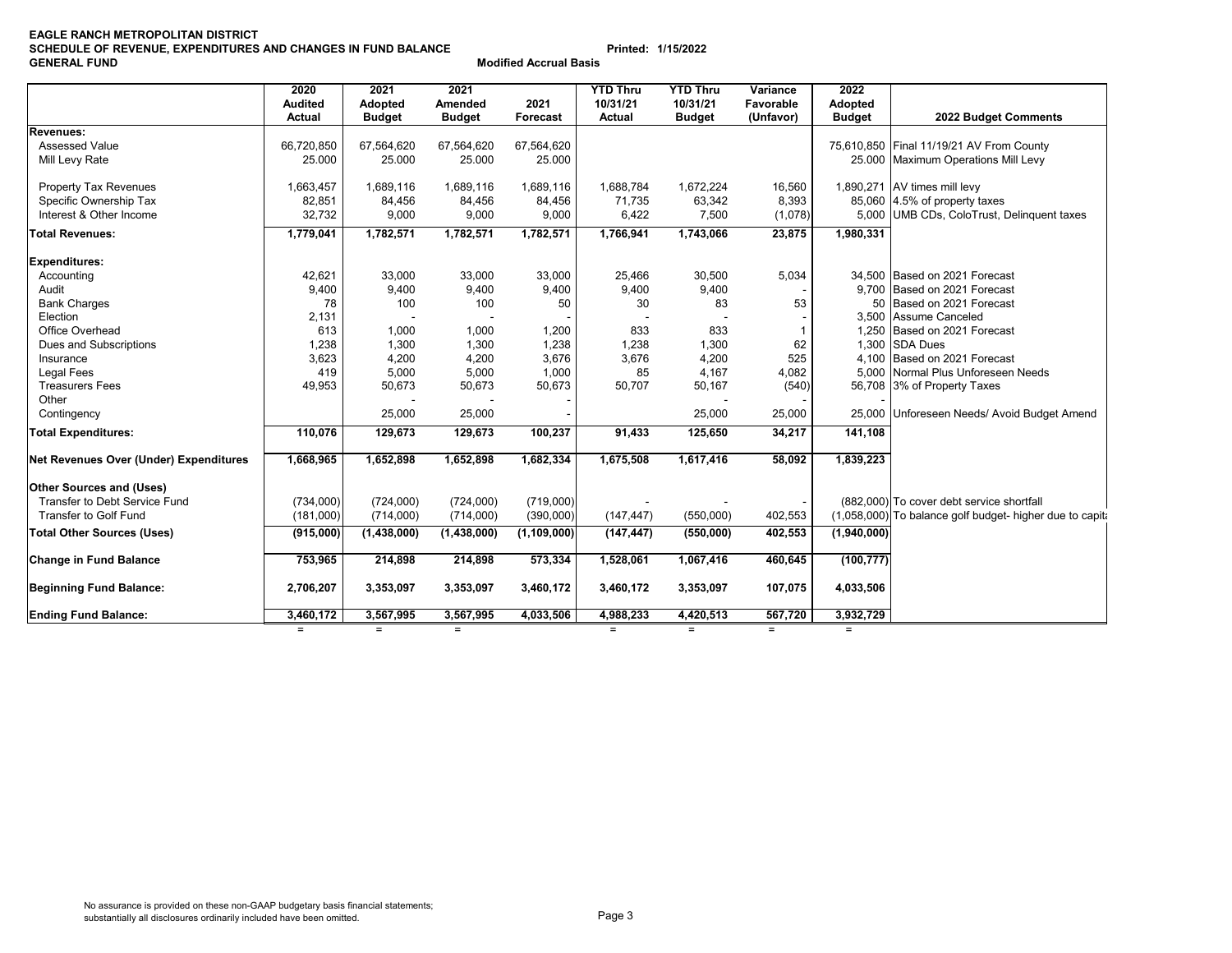**EAGLE RANCH METROPOLITAN DISTRICT**
**SCHEDULE OF REVENUE, EXPENDITURES AND CHANGES IN FUND BALANCE** **Printed: 1/15/2022**
**GENERAL FUND** **Modified Accrual Basis**

| | 2020 Audited Actual | 2021 Adopted Budget | 2021 Amended Budget | 2021 Forecast | YTD Thru 10/31/21 Actual | YTD Thru 10/31/21 Budget | Variance Favorable (Unfavor) | 2022 Adopted Budget | 2022 Budget Comments |
|---|---|---|---|---|---|---|---|---|---|
| **Revenues:** | | | | | | | | | |
| Assessed Value | 66,720,850 | 67,564,620 | 67,564,620 | 67,564,620 | | | | 75,610,850 | Final 11/19/21 AV From County |
| Mill Levy Rate | 25.000 | 25.000 | 25.000 | 25.000 | | | | 25.000 | Maximum Operations Mill Levy |
| Property Tax Revenues | 1,663,457 | 1,689,116 | 1,689,116 | 1,689,116 | 1,688,784 | 1,672,224 | 16,560 | 1,890,271 | AV times mill levy |
| Specific Ownership Tax | 82,851 | 84,456 | 84,456 | 84,456 | 71,735 | 63,342 | 8,393 | 85,060 | 4.5% of property taxes |
| Interest & Other Income | 32,732 | 9,000 | 9,000 | 9,000 | 6,422 | 7,500 | (1,078) | 5,000 | UMB CDs, ColoTrust, Delinquent taxes |
| **Total Revenues:** | **1,779,041** | **1,782,571** | **1,782,571** | **1,782,571** | **1,766,941** | **1,743,066** | **23,875** | **1,980,331** | |
| **Expenditures:** | | | | | | | | | |
| Accounting | 42,621 | 33,000 | 33,000 | 33,000 | 25,466 | 30,500 | 5,034 | 34,500 | Based on 2021 Forecast |
| Audit | 9,400 | 9,400 | 9,400 | 9,400 | 9,400 | 9,400 | - | 9,700 | Based on 2021 Forecast |
| Bank Charges | 78 | 100 | 100 | 50 | 30 | 83 | 53 | 50 | Based on 2021 Forecast |
| Election | 2,131 | - | - | - | - | - | - | 3,500 | Assume Canceled |
| Office Overhead | 613 | 1,000 | 1,000 | 1,200 | 833 | 833 | 1 | 1,250 | Based on 2021 Forecast |
| Dues and Subscriptions | 1,238 | 1,300 | 1,300 | 1,238 | 1,238 | 1,300 | 62 | 1,300 | SDA Dues |
| Insurance | 3,623 | 4,200 | 4,200 | 3,676 | 3,676 | 4,200 | 525 | 4,100 | Based on 2021 Forecast |
| Legal Fees | 419 | 5,000 | 5,000 | 1,000 | 85 | 4,167 | 4,082 | 5,000 | Normal Plus Unforeseen Needs |
| Treasurers Fees | 49,953 | 50,673 | 50,673 | 50,673 | 50,707 | 50,167 | (540) | 56,708 | 3% of Property Taxes |
| Other | | - | - | - | | - | - | - | |
| Contingency | | 25,000 | 25,000 | - | | 25,000 | 25,000 | 25,000 | Unforeseen Needs/ Avoid Budget Amend |
| **Total Expenditures:** | **110,076** | **129,673** | **129,673** | **100,237** | **91,433** | **125,650** | **34,217** | **141,108** | |
| **Net Revenues Over (Under) Expenditures** | **1,668,965** | **1,652,898** | **1,652,898** | **1,682,334** | **1,675,508** | **1,617,416** | **58,092** | **1,839,223** | |
| **Other Sources and (Uses)** | | | | | | | | | |
| Transfer to Debt Service Fund | (734,000) | (724,000) | (724,000) | (719,000) | - | - | - | (882,000) | To cover debt service shortfall |
| Transfer to Golf Fund | (181,000) | (714,000) | (714,000) | (390,000) | (147,447) | (550,000) | 402,553 | (1,058,000) | To balance golf budget- higher due to capita |
| **Total Other Sources (Uses)** | **(915,000)** | **(1,438,000)** | **(1,438,000)** | **(1,109,000)** | **(147,447)** | **(550,000)** | **402,553** | **(1,940,000)** | |
| **Change in Fund Balance** | **753,965** | **214,898** | **214,898** | **573,334** | **1,528,061** | **1,067,416** | **460,645** | **(100,777)** | |
| **Beginning Fund Balance:** | **2,706,207** | **3,353,097** | **3,353,097** | **3,460,172** | **3,460,172** | **3,353,097** | **107,075** | **4,033,506** | |
| **Ending Fund Balance:** | **3,460,172** | **3,567,995** | **3,567,995** | **4,033,506** | **4,988,233** | **4,420,513** | **567,720** | **3,932,729** | |
| | = | = | = | | = | = | = | = | |

No assurance is provided on these non-GAAP budgetary basis financial statements; substantially all disclosures ordinarily included have been omitted.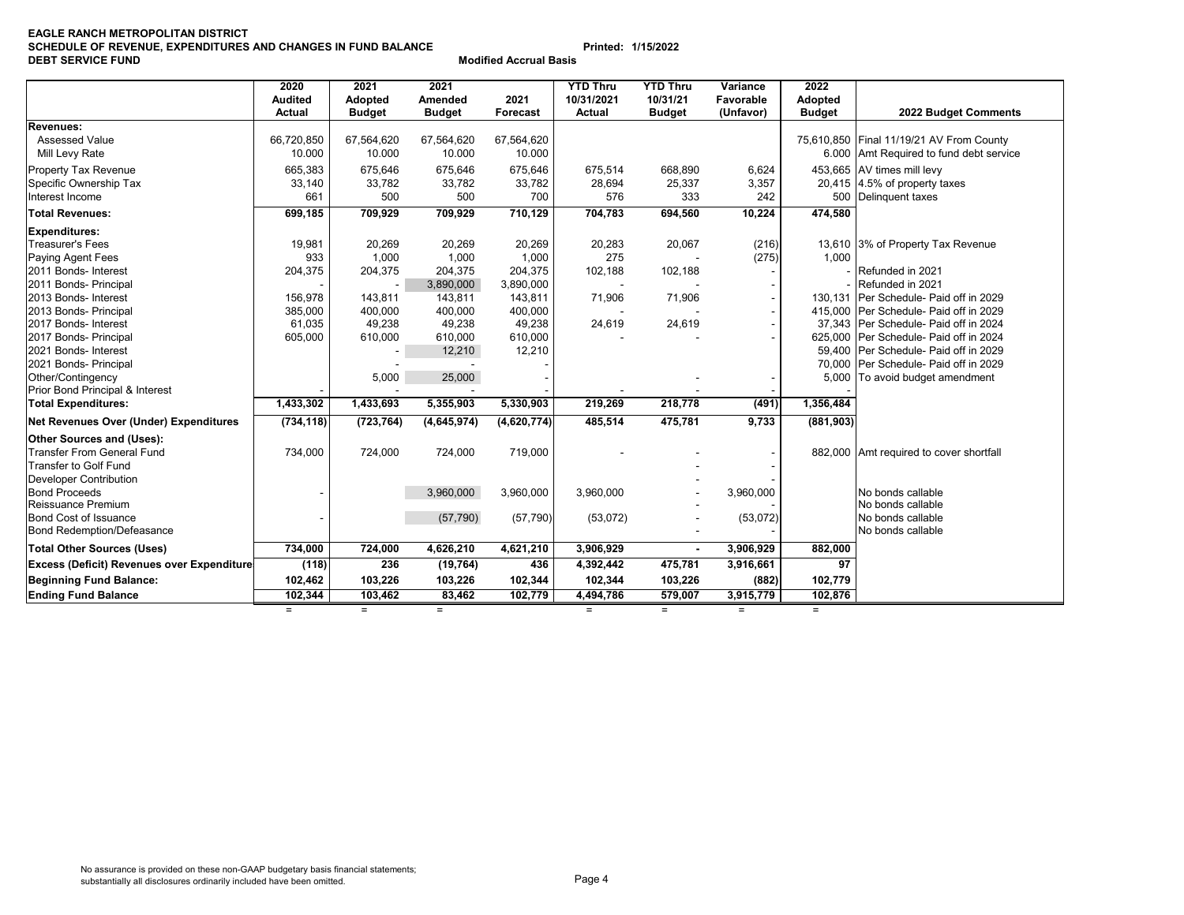**EAGLE RANCH METROPOLITAN DISTRICT**
**SCHEDULE OF REVENUE, EXPENDITURES AND CHANGES IN FUND BALANCE** **Printed: 1/15/2022**
**DEBT SERVICE FUND** **Modified Accrual Basis**

| | 2020 Audited Actual | 2021 Adopted Budget | 2021 Amended Budget | 2021 Forecast | YTD Thru 10/31/2021 Actual | YTD Thru 10/31/21 Budget | Variance Favorable (Unfavor) | 2022 Adopted Budget | 2022 Budget Comments |
|---|---|---|---|---|---|---|---|---|---|
| **Revenues:** | | | | | | | | | |
| Assessed Value | 66,720,850 | 67,564,620 | 67,564,620 | 67,564,620 | | | | 75,610,850 | Final 11/19/21 AV From County |
| Mill Levy Rate | 10.000 | 10.000 | 10.000 | 10.000 | | | | 6.000 | Amt Required to fund debt service |
| Property Tax Revenue | 665,383 | 675,646 | 675,646 | 675,646 | 675,514 | 668,890 | 6,624 | 453,665 | AV times mill levy |
| Specific Ownership Tax | 33,140 | 33,782 | 33,782 | 33,782 | 28,694 | 25,337 | 3,357 | 20,415 | 4.5% of property taxes |
| Interest Income | 661 | 500 | 500 | 700 | 576 | 333 | 242 | 500 | Delinquent taxes |
| **Total Revenues:** | **699,185** | **709,929** | **709,929** | **710,129** | **704,783** | **694,560** | **10,224** | **474,580** | |
| **Expenditures:** | | | | | | | | | |
| Treasurer's Fees | 19,981 | 20,269 | 20,269 | 20,269 | 20,283 | 20,067 | (216) | 13,610 | 3% of Property Tax Revenue |
| Paying Agent Fees | 933 | 1,000 | 1,000 | 1,000 | 275 | - | (275) | 1,000 | |
| 2011 Bonds- Interest | 204,375 | 204,375 | 204,375 | 204,375 | 102,188 | 102,188 | - | - | Refunded in 2021 |
| 2011 Bonds- Principal | - | - | 3,890,000 | 3,890,000 | - | - | - | - | Refunded in 2021 |
| 2013 Bonds- Interest | 156,978 | 143,811 | 143,811 | 143,811 | 71,906 | 71,906 | - | 130,131 | Per Schedule- Paid off in 2029 |
| 2013 Bonds- Principal | 385,000 | 400,000 | 400,000 | 400,000 | - | - | - | 415,000 | Per Schedule- Paid off in 2029 |
| 2017 Bonds- Interest | 61,035 | 49,238 | 49,238 | 49,238 | 24,619 | 24,619 | - | 37,343 | Per Schedule- Paid off in 2024 |
| 2017 Bonds- Principal | 605,000 | 610,000 | 610,000 | 610,000 | - | - | - | 625,000 | Per Schedule- Paid off in 2024 |
| 2021 Bonds- Interest | | - | 12,210 | 12,210 | | | | 59,400 | Per Schedule- Paid off in 2029 |
| 2021 Bonds- Principal | | - | - | - | | | | 70,000 | Per Schedule- Paid off in 2029 |
| Other/Contingency | | 5,000 | 25,000 | - | | - | - | 5,000 | To avoid budget amendment |
| Prior Bond Principal & Interest | - | - | - | - | - | - | - | - | |
| **Total Expenditures:** | **1,433,302** | **1,433,693** | **5,355,903** | **5,330,903** | **219,269** | **218,778** | **(491)** | **1,356,484** | |
| **Net Revenues Over (Under) Expenditures** | **(734,118)** | **(723,764)** | **(4,645,974)** | **(4,620,774)** | **485,514** | **475,781** | **9,733** | **(881,903)** | |
| **Other Sources and (Uses):** | | | | | | | | | |
| Transfer From General Fund | 734,000 | 724,000 | 724,000 | 719,000 | - | - | - | 882,000 | Amt required to cover shortfall |
| Transfer to Golf Fund | | | | | | - | - | | |
| Developer Contribution | | | | | | - | - | | |
| Bond Proceeds | - | | 3,960,000 | 3,960,000 | 3,960,000 | - | 3,960,000 | | No bonds callable |
| Reissuance Premium | | | | | | - | - | | No bonds callable |
| Bond Cost of Issuance | - | | (57,790) | (57,790) | (53,072) | - | (53,072) | | No bonds callable |
| Bond Redemption/Defeasance | | | | | | - | - | | No bonds callable |
| **Total Other Sources (Uses)** | **734,000** | **724,000** | **4,626,210** | **4,621,210** | **3,906,929** | **-** | **3,906,929** | **882,000** | |
| **Excess (Deficit) Revenues over Expenditure** | **(118)** | **236** | **(19,764)** | **436** | **4,392,442** | **475,781** | **3,916,661** | **97** | |
| **Beginning Fund Balance:** | **102,462** | **103,226** | **103,226** | **102,344** | **102,344** | **103,226** | **(882)** | **102,779** | |
| **Ending Fund Balance** | **102,344** | **103,462** | **83,462** | **102,779** | **4,494,786** | **579,007** | **3,915,779** | **102,876** | |

No assurance is provided on these non-GAAP budgetary basis financial statements; substantially all disclosures ordinarily included have been omitted.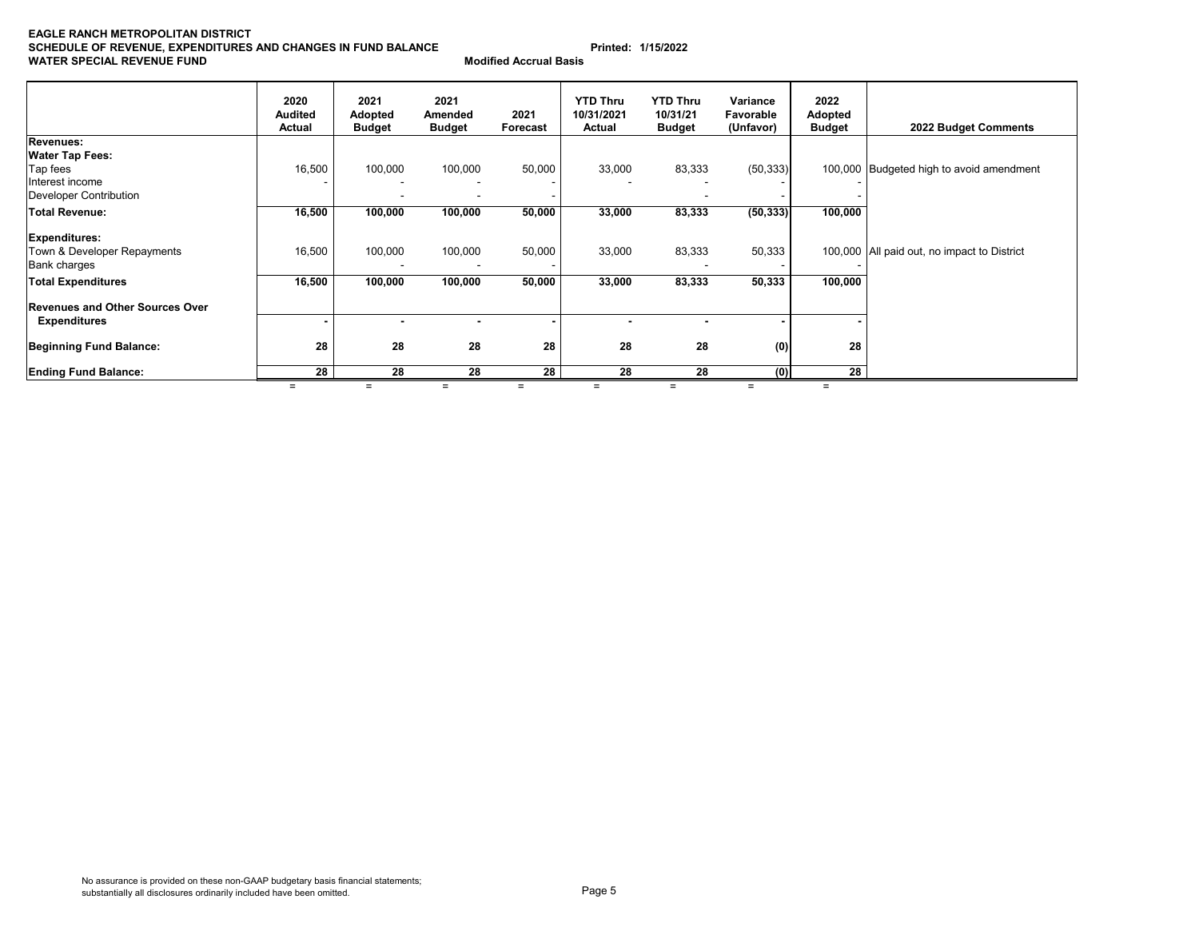**EAGLE RANCH METROPOLITAN DISTRICT**
**SCHEDULE OF REVENUE, EXPENDITURES AND CHANGES IN FUND BALANCE** **Printed: 1/15/2022**
**WATER SPECIAL REVENUE FUND** **Modified Accrual Basis**

| | 2020 Audited Actual | 2021 Adopted Budget | 2021 Amended Budget | 2021 Forecast | YTD Thru 10/31/2021 Actual | YTD Thru 10/31/21 Budget | Variance Favorable (Unfavor) | 2022 Adopted Budget | 2022 Budget Comments |
|---|---|---|---|---|---|---|---|---|---|
| **Revenues:** | | | | | | | | | |
| **Water Tap Fees:** | | | | | | | | | |
| Tap fees | 16,500 | 100,000 | 100,000 | 50,000 | 33,000 | 83,333 | (50,333) | 100,000 | Budgeted high to avoid amendment |
| Interest income | - | - | - | - | - | - | - | - | |
| Developer Contribution | | - | - | - | | - | - | - | |
| **Total Revenue:** | **16,500** | **100,000** | **100,000** | **50,000** | **33,000** | **83,333** | **(50,333)** | **100,000** | |
| **Expenditures:** | | | | | | | | | |
| Town & Developer Repayments | 16,500 | 100,000 | 100,000 | 50,000 | 33,000 | 83,333 | 50,333 | 100,000 | All paid out, no impact to District |
| Bank charges | | - | - | - | | - | - | - | |
| **Total Expenditures** | **16,500** | **100,000** | **100,000** | **50,000** | **33,000** | **83,333** | **50,333** | **100,000** | |
| **Revenues and Other Sources Over Expenditures** | **-** | **-** | **-** | **-** | **-** | **-** | **-** | **-** | |
| **Beginning Fund Balance:** | **28** | **28** | **28** | **28** | **28** | **28** | **(0)** | **28** | |
| **Ending Fund Balance:** | **28** | **28** | **28** | **28** | **28** | **28** | **(0)** | **28** | |
| | = | = | = | = | = | = | = | = | |

No assurance is provided on these non-GAAP budgetary basis financial statements; substantially all disclosures ordinarily included have been omitted.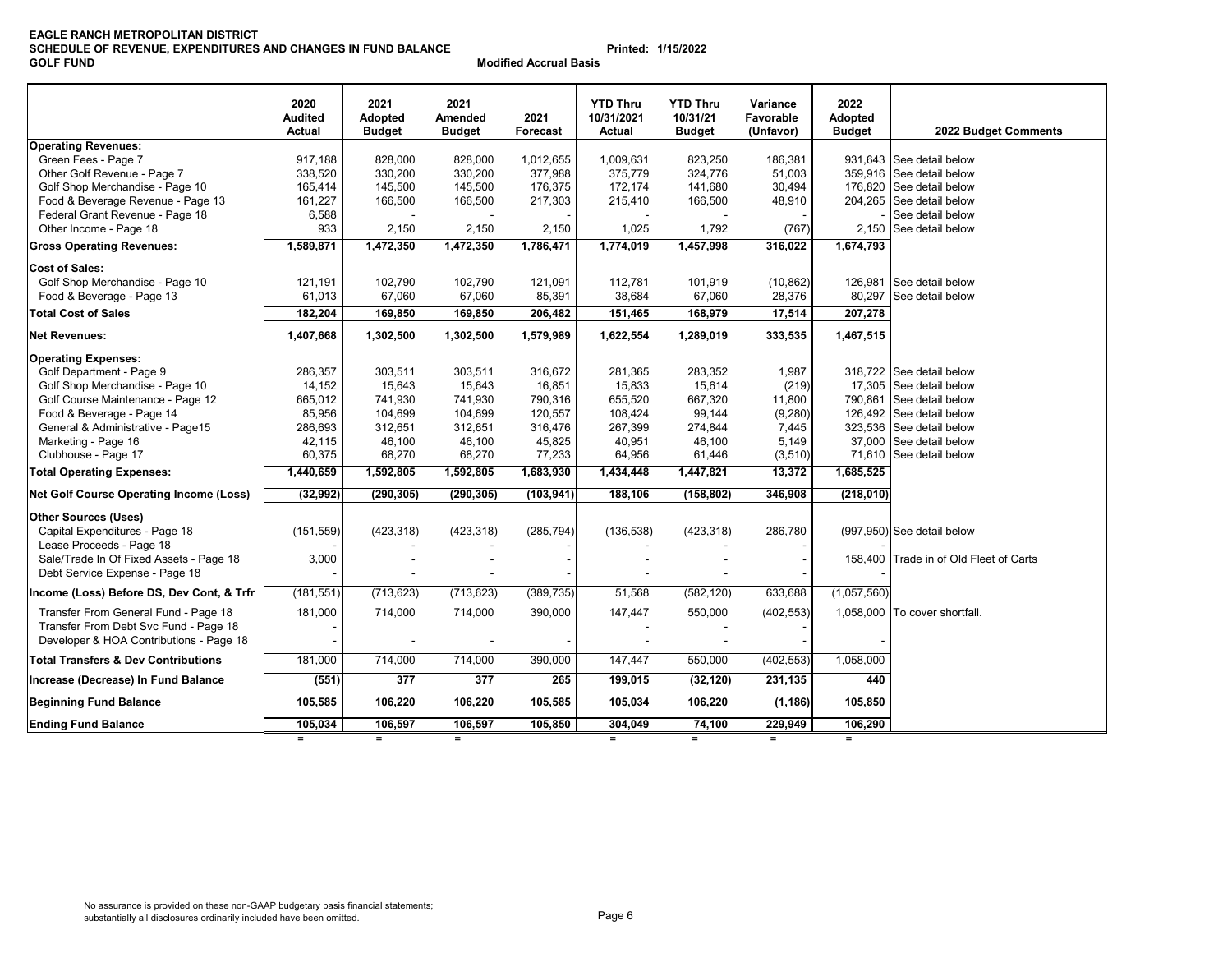**EAGLE RANCH METROPOLITAN DISTRICT**
**SCHEDULE OF REVENUE, EXPENDITURES AND CHANGES IN FUND BALANCE** **Printed: 1/15/2022**
**GOLF FUND** **Modified Accrual Basis**

| | 2020 Audited Actual | 2021 Adopted Budget | 2021 Amended Budget | 2021 Forecast | YTD Thru 10/31/2021 Actual | YTD Thru 10/31/21 Budget | Variance Favorable (Unfavor) | 2022 Adopted Budget | 2022 Budget Comments |
|---|---|---|---|---|---|---|---|---|---|
| **Operating Revenues:** | | | | | | | | | |
| Green Fees - Page 7 | 917,188 | 828,000 | 828,000 | 1,012,655 | 1,009,631 | 823,250 | 186,381 | 931,643 | See detail below |
| Other Golf Revenue - Page 7 | 338,520 | 330,200 | 330,200 | 377,988 | 375,779 | 324,776 | 51,003 | 359,916 | See detail below |
| Golf Shop Merchandise - Page 10 | 165,414 | 145,500 | 145,500 | 176,375 | 172,174 | 141,680 | 30,494 | 176,820 | See detail below |
| Food & Beverage Revenue - Page 13 | 161,227 | 166,500 | 166,500 | 217,303 | 215,410 | 166,500 | 48,910 | 204,265 | See detail below |
| Federal Grant Revenue - Page 18 | 6,588 | - | - | - | - | - | - | - | See detail below |
| Other Income - Page 18 | 933 | 2,150 | 2,150 | 2,150 | 1,025 | 1,792 | (767) | 2,150 | See detail below |
| **Gross Operating Revenues:** | **1,589,871** | **1,472,350** | **1,472,350** | **1,786,471** | **1,774,019** | **1,457,998** | **316,022** | **1,674,793** | |
| **Cost of Sales:** | | | | | | | | | |
| Golf Shop Merchandise - Page 10 | 121,191 | 102,790 | 102,790 | 121,091 | 112,781 | 101,919 | (10,862) | 126,981 | See detail below |
| Food & Beverage - Page 13 | 61,013 | 67,060 | 67,060 | 85,391 | 38,684 | 67,060 | 28,376 | 80,297 | See detail below |
| **Total Cost of Sales** | **182,204** | **169,850** | **169,850** | **206,482** | **151,465** | **168,979** | **17,514** | **207,278** | |
| **Net Revenues:** | **1,407,668** | **1,302,500** | **1,302,500** | **1,579,989** | **1,622,554** | **1,289,019** | **333,535** | **1,467,515** | |
| **Operating Expenses:** | | | | | | | | | |
| Golf Department - Page 9 | 286,357 | 303,511 | 303,511 | 316,672 | 281,365 | 283,352 | 1,987 | 318,722 | See detail below |
| Golf Shop Merchandise - Page 10 | 14,152 | 15,643 | 15,643 | 16,851 | 15,833 | 15,614 | (219) | 17,305 | See detail below |
| Golf Course Maintenance - Page 12 | 665,012 | 741,930 | 741,930 | 790,316 | 655,520 | 667,320 | 11,800 | 790,861 | See detail below |
| Food & Beverage - Page 14 | 85,956 | 104,699 | 104,699 | 120,557 | 108,424 | 99,144 | (9,280) | 126,492 | See detail below |
| General & Administrative - Page15 | 286,693 | 312,651 | 312,651 | 316,476 | 267,399 | 274,844 | 7,445 | 323,536 | See detail below |
| Marketing - Page 16 | 42,115 | 46,100 | 46,100 | 45,825 | 40,951 | 46,100 | 5,149 | 37,000 | See detail below |
| Clubhouse - Page 17 | 60,375 | 68,270 | 68,270 | 77,233 | 64,956 | 61,446 | (3,510) | 71,610 | See detail below |
| **Total Operating Expenses:** | **1,440,659** | **1,592,805** | **1,592,805** | **1,683,930** | **1,434,448** | **1,447,821** | **13,372** | **1,685,525** | |
| **Net Golf Course Operating Income (Loss)** | **(32,992)** | **(290,305)** | **(290,305)** | **(103,941)** | **188,106** | **(158,802)** | **346,908** | **(218,010)** | |
| **Other Sources (Uses)** | | | | | | | | | |
| Capital Expenditures - Page 18 | (151,559) | (423,318) | (423,318) | (285,794) | (136,538) | (423,318) | 286,780 | (997,950) | See detail below |
| Lease Proceeds - Page 18 | - | - | - | - | - | - | - | - | |
| Sale/Trade In Of Fixed Assets - Page 18 | 3,000 | - | - | - | - | - | - | 158,400 | Trade in of Old Fleet of Carts |
| Debt Service Expense - Page 18 | - | - | - | - | - | - | - | - | |
| **Income (Loss) Before DS, Dev Cont, & Trfr** | (181,551) | (713,623) | (713,623) | (389,735) | 51,568 | (582,120) | 633,688 | (1,057,560) | |
| Transfer From General Fund - Page 18 | 181,000 | 714,000 | 714,000 | 390,000 | 147,447 | 550,000 | (402,553) | 1,058,000 | To cover shortfall. |
| Transfer From Debt Svc Fund - Page 18 | - | | | | - | - | - | | |
| Developer & HOA Contributions - Page 18 | - | - | - | - | - | - | - | - | |
| **Total Transfers & Dev Contributions** | 181,000 | 714,000 | 714,000 | 390,000 | 147,447 | 550,000 | (402,553) | 1,058,000 | |
| **Increase (Decrease) In Fund Balance** | **(551)** | **377** | **377** | **265** | **199,015** | **(32,120)** | **231,135** | **440** | |
| **Beginning Fund Balance** | **105,585** | **106,220** | **106,220** | **105,585** | **105,034** | **106,220** | **(1,186)** | **105,850** | |
| **Ending Fund Balance** | **105,034** | **106,597** | **106,597** | **105,850** | **304,049** | **74,100** | **229,949** | **106,290** | |

No assurance is provided on these non-GAAP budgetary basis financial statements; substantially all disclosures ordinarily included have been omitted.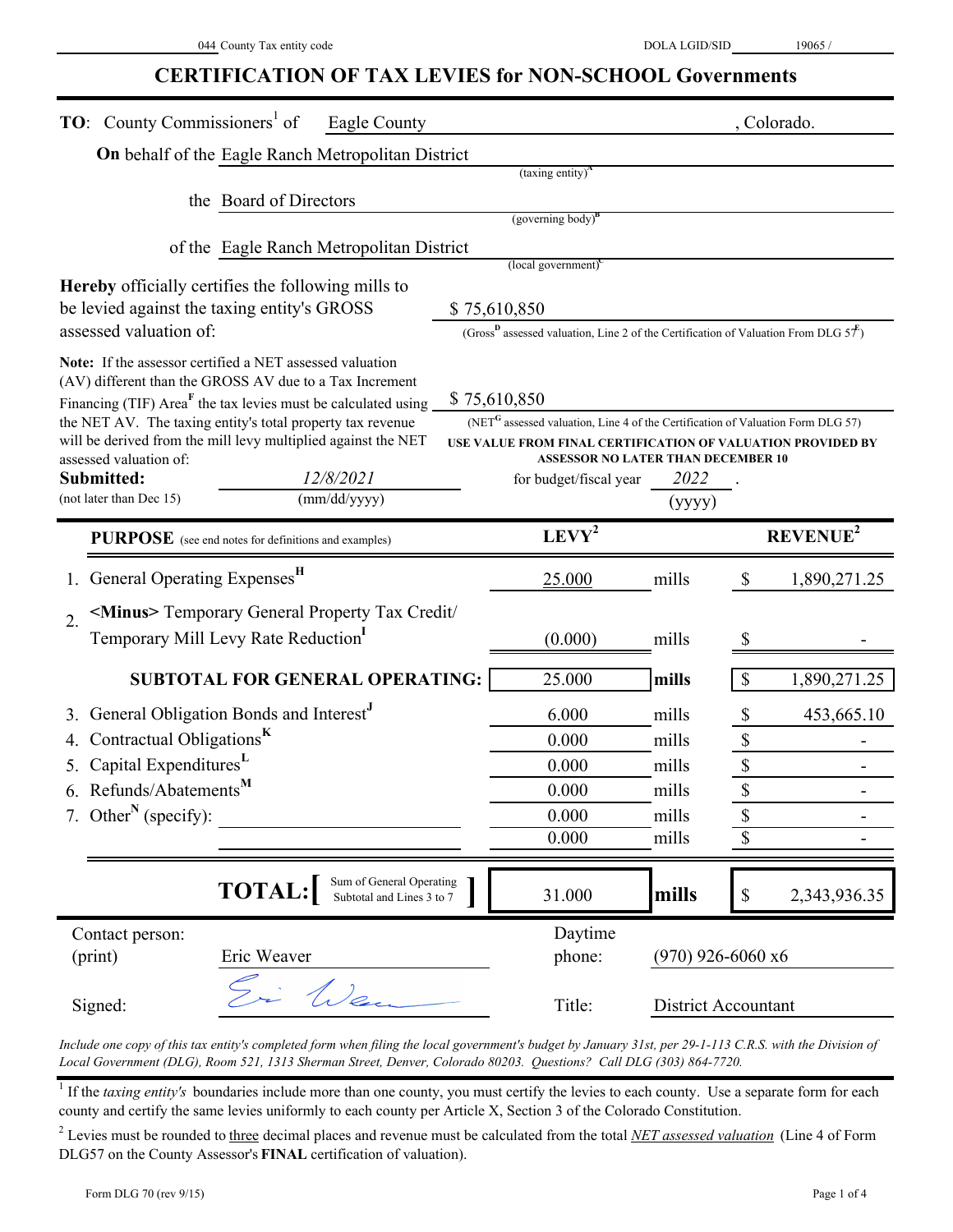044 County Tax entity code DOLA LGID/SID 19065 /

# CERTIFICATION OF TAX LEVIES for NON-SCHOOL Governments

**TO**: County Commissioners[1] of Eagle County, Colorado.

**On** behalf of the Eagle Ranch Metropolitan District
(taxing entity)[A]

the Board of Directors
(governing body)[B]

of the Eagle Ranch Metropolitan District
(local government)[C]

**Hereby** officially certifies the following mills to be levied against the taxing entity's GROSS assessed valuation of: $ 75,610,850
(Gross[D] assessed valuation, Line 2 of the Certification of Valuation From DLG 57[E])

**Note:** If the assessor certified a NET assessed valuation (AV) different than the GROSS AV due to a Tax Increment Financing (TIF) Area[F] the tax levies must be calculated using the NET AV. The taxing entity's total property tax revenue will be derived from the mill levy multiplied against the NET assessed valuation of: $ 75,610,850
(NET[G] assessed valuation, Line 4 of the Certification of Valuation Form DLG 57)
USE VALUE FROM FINAL CERTIFICATION OF VALUATION PROVIDED BY ASSESSOR NO LATER THAN DECEMBER 10

**Submitted:** 12/8/2021 for budget/fiscal year 2022.
(not later than Dec 15) (mm/dd/yyyy) (yyyy)

| **PURPOSE** (see end notes for definitions and examples) | **LEVY**[2] | | **REVENUE**[2] |
|---|---|---|---|
| 1. General Operating Expenses[H] | 25.000 | mills | $ 1,890,271.25 |
| 2. <Minus> Temporary General Property Tax Credit/ Temporary Mill Levy Rate Reduction[I] | (0.000) | mills | $ - |
| **SUBTOTAL FOR GENERAL OPERATING:** | 25.000 | **mills** | $ 1,890,271.25 |
| 3. General Obligation Bonds and Interest[J] | 6.000 | mills | $ 453,665.10 |
| 4. Contractual Obligations[K] | 0.000 | mills | $ - |
| 5. Capital Expenditures[L] | 0.000 | mills | $ - |
| 6. Refunds/Abatements[M] | 0.000 | mills | $ - |
| 7. Other[N] (specify): | 0.000 | mills | $ - |
| | 0.000 | mills | $ - |
| **TOTAL:** [Sum of General Operating Subtotal and Lines 3 to 7] | 31.000 | **mills** | $ 2,343,936.35 |

Contact person: (print) Eric Weaver — Daytime phone: (970) 926-6060 x6

Signed: [signature] — Title: District Accountant

*Include one copy of this tax entity's completed form when filing the local government's budget by January 31st, per 29-1-113 C.R.S. with the Division of Local Government (DLG), Room 521, 1313 Sherman Street, Denver, Colorado 80203. Questions? Call DLG (303) 864-7720.*

[1] If the *taxing entity's* boundaries include more than one county, you must certify the levies to each county. Use a separate form for each county and certify the same levies uniformly to each county per Article X, Section 3 of the Colorado Constitution.

[2] Levies must be rounded to three decimal places and revenue must be calculated from the total *NET assessed valuation* (Line 4 of Form DLG57 on the County Assessor's **FINAL** certification of valuation).

Form DLG 70 (rev 9/15)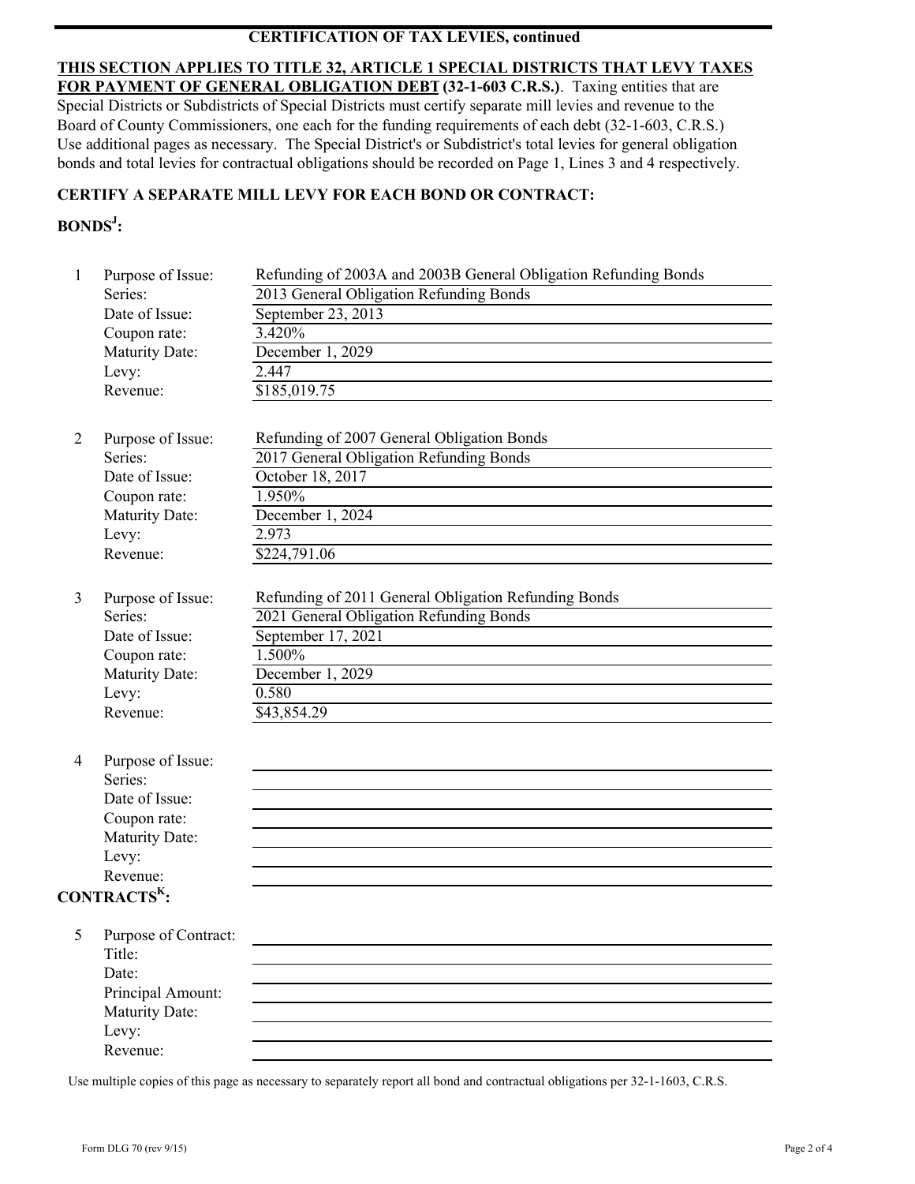**CERTIFICATION OF TAX LEVIES, continued**

**THIS SECTION APPLIES TO TITLE 32, ARTICLE 1 SPECIAL DISTRICTS THAT LEVY TAXES FOR PAYMENT OF GENERAL OBLIGATION DEBT (32-1-603 C.R.S.)**. Taxing entities that are Special Districts or Subdistricts of Special Districts must certify separate mill levies and revenue to the Board of County Commissioners, one each for the funding requirements of each debt (32-1-603, C.R.S.) Use additional pages as necessary. The Special District's or Subdistrict's total levies for general obligation bonds and total levies for contractual obligations should be recorded on Page 1, Lines 3 and 4 respectively.

**CERTIFY A SEPARATE MILL LEVY FOR EACH BOND OR CONTRACT:**

**BONDS[J]:**

| | | |
|---|---|---|
| 1 | Purpose of Issue: | Refunding of 2003A and 2003B General Obligation Refunding Bonds |
| | Series: | 2013 General Obligation Refunding Bonds |
| | Date of Issue: | September 23, 2013 |
| | Coupon rate: | 3.420% |
| | Maturity Date: | December 1, 2029 |
| | Levy: | 2.447 |
| | Revenue: | $185,019.75 |
| 2 | Purpose of Issue: | Refunding of 2007 General Obligation Bonds |
| | Series: | 2017 General Obligation Refunding Bonds |
| | Date of Issue: | October 18, 2017 |
| | Coupon rate: | 1.950% |
| | Maturity Date: | December 1, 2024 |
| | Levy: | 2.973 |
| | Revenue: | $224,791.06 |
| 3 | Purpose of Issue: | Refunding of 2011 General Obligation Refunding Bonds |
| | Series: | 2021 General Obligation Refunding Bonds |
| | Date of Issue: | September 17, 2021 |
| | Coupon rate: | 1.500% |
| | Maturity Date: | December 1, 2029 |
| | Levy: | 0.580 |
| | Revenue: | $43,854.29 |
| 4 | Purpose of Issue: | |
| | Series: | |
| | Date of Issue: | |
| | Coupon rate: | |
| | Maturity Date: | |
| | Levy: | |
| | Revenue: | |

**CONTRACTS[K]:**

| | | |
|---|---|---|
| 5 | Purpose of Contract: | |
| | Title: | |
| | Date: | |
| | Principal Amount: | |
| | Maturity Date: | |
| | Levy: | |
| | Revenue: | |

Use multiple copies of this page as necessary to separately report all bond and contractual obligations per 32-1-1603, C.R.S.

Form DLG 70 (rev 9/15)